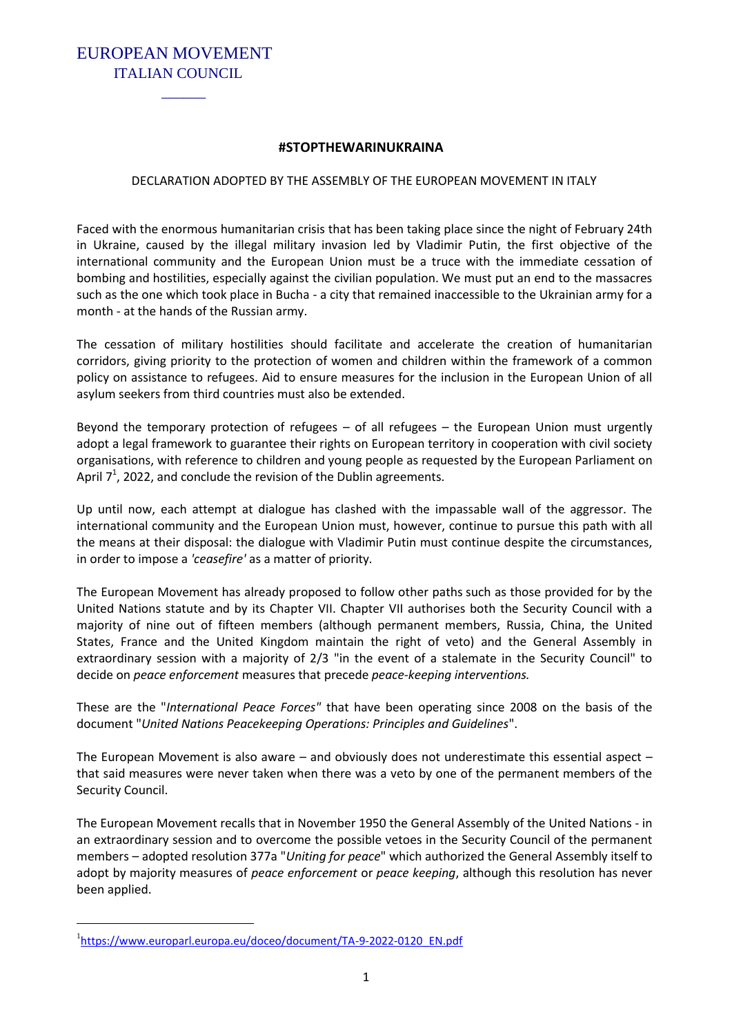EUROPEAN MOVEMENT
ITALIAN COUNCIL

## #STOPTHEWARINUKRAINA

DECLARATION ADOPTED BY THE ASSEMBLY OF THE EUROPEAN MOVEMENT IN ITALY

Faced with the enormous humanitarian crisis that has been taking place since the night of February 24th in Ukraine, caused by the illegal military invasion led by Vladimir Putin, the first objective of the international community and the European Union must be a truce with the immediate cessation of bombing and hostilities, especially against the civilian population. We must put an end to the massacres such as the one which took place in Bucha - a city that remained inaccessible to the Ukrainian army for a month - at the hands of the Russian army.

The cessation of military hostilities should facilitate and accelerate the creation of humanitarian corridors, giving priority to the protection of women and children within the framework of a common policy on assistance to refugees. Aid to ensure measures for the inclusion in the European Union of all asylum seekers from third countries must also be extended.

Beyond the temporary protection of refugees – of all refugees – the European Union must urgently adopt a legal framework to guarantee their rights on European territory in cooperation with civil society organisations, with reference to children and young people as requested by the European Parliament on April 7[1], 2022, and conclude the revision of the Dublin agreements.

Up until now, each attempt at dialogue has clashed with the impassable wall of the aggressor. The international community and the European Union must, however, continue to pursue this path with all the means at their disposal: the dialogue with Vladimir Putin must continue despite the circumstances, in order to impose a *'ceasefire'* as a matter of priority.

The European Movement has already proposed to follow other paths such as those provided for by the United Nations statute and by its Chapter VII. Chapter VII authorises both the Security Council with a majority of nine out of fifteen members (although permanent members, Russia, China, the United States, France and the United Kingdom maintain the right of veto) and the General Assembly in extraordinary session with a majority of 2/3 "in the event of a stalemate in the Security Council" to decide on *peace enforcement* measures that precede *peace-keeping interventions.*

These are the "*International Peace Forces"* that have been operating since 2008 on the basis of the document "*United Nations Peacekeeping Operations: Principles and Guidelines*".

The European Movement is also aware – and obviously does not underestimate this essential aspect – that said measures were never taken when there was a veto by one of the permanent members of the Security Council.

The European Movement recalls that in November 1950 the General Assembly of the United Nations - in an extraordinary session and to overcome the possible vetoes in the Security Council of the permanent members – adopted resolution 377a "*Uniting for peace*" which authorized the General Assembly itself to adopt by majority measures of *peace enforcement* or *peace keeping*, although this resolution has never been applied.

[1] https://www.europarl.europa.eu/doceo/document/TA-9-2022-0120_EN.pdf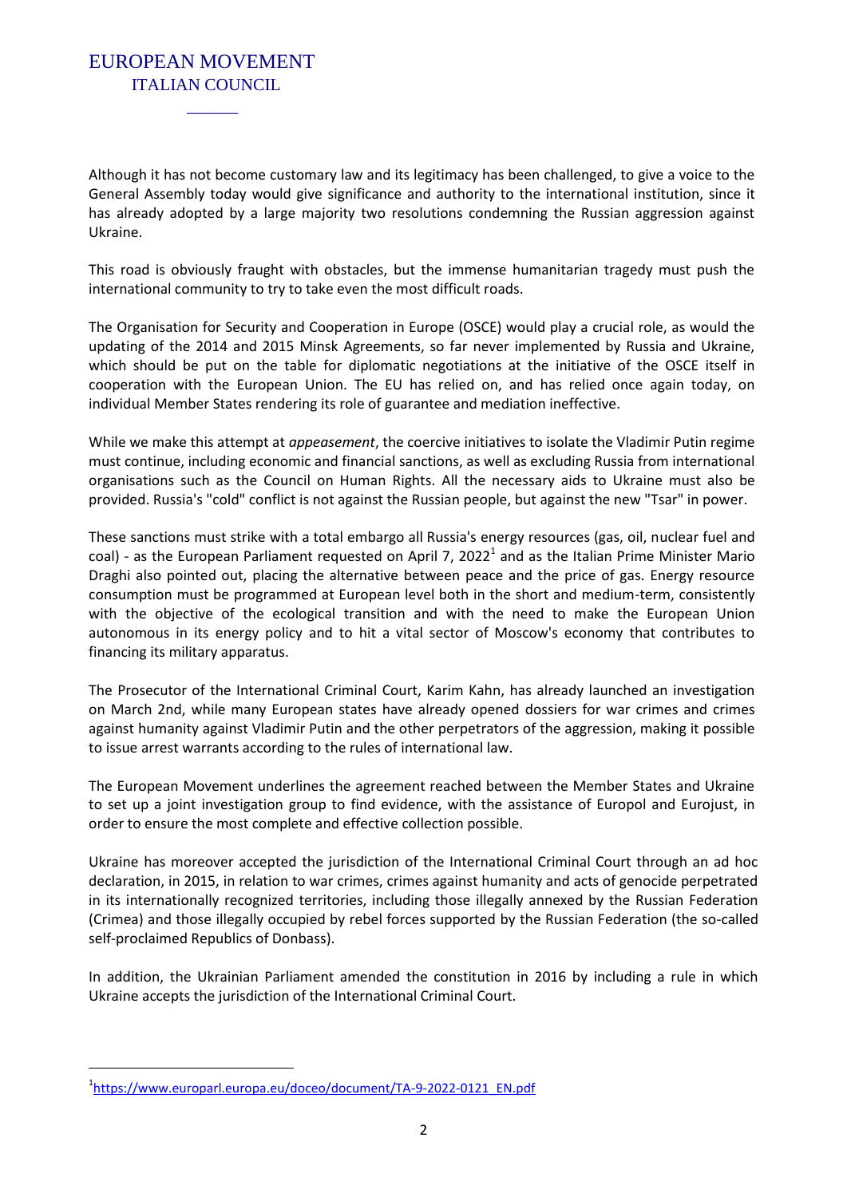Although it has not become customary law and its legitimacy has been challenged, to give a voice to the General Assembly today would give significance and authority to the international institution, since it has already adopted by a large majority two resolutions condemning the Russian aggression against Ukraine.

This road is obviously fraught with obstacles, but the immense humanitarian tragedy must push the international community to try to take even the most difficult roads.

The Organisation for Security and Cooperation in Europe (OSCE) would play a crucial role, as would the updating of the 2014 and 2015 Minsk Agreements, so far never implemented by Russia and Ukraine, which should be put on the table for diplomatic negotiations at the initiative of the OSCE itself in cooperation with the European Union. The EU has relied on, and has relied once again today, on individual Member States rendering its role of guarantee and mediation ineffective.

While we make this attempt at *appeasement*, the coercive initiatives to isolate the Vladimir Putin regime must continue, including economic and financial sanctions, as well as excluding Russia from international organisations such as the Council on Human Rights. All the necessary aids to Ukraine must also be provided. Russia's "cold" conflict is not against the Russian people, but against the new "Tsar" in power.

These sanctions must strike with a total embargo all Russia's energy resources (gas, oil, nuclear fuel and coal) - as the European Parliament requested on April 7, 2022[1] and as the Italian Prime Minister Mario Draghi also pointed out, placing the alternative between peace and the price of gas. Energy resource consumption must be programmed at European level both in the short and medium-term, consistently with the objective of the ecological transition and with the need to make the European Union autonomous in its energy policy and to hit a vital sector of Moscow's economy that contributes to financing its military apparatus.

The Prosecutor of the International Criminal Court, Karim Kahn, has already launched an investigation on March 2nd, while many European states have already opened dossiers for war crimes and crimes against humanity against Vladimir Putin and the other perpetrators of the aggression, making it possible to issue arrest warrants according to the rules of international law.

The European Movement underlines the agreement reached between the Member States and Ukraine to set up a joint investigation group to find evidence, with the assistance of Europol and Eurojust, in order to ensure the most complete and effective collection possible.

Ukraine has moreover accepted the jurisdiction of the International Criminal Court through an ad hoc declaration, in 2015, in relation to war crimes, crimes against humanity and acts of genocide perpetrated in its internationally recognized territories, including those illegally annexed by the Russian Federation (Crimea) and those illegally occupied by rebel forces supported by the Russian Federation (the so-called self-proclaimed Republics of Donbass).

In addition, the Ukrainian Parliament amended the constitution in 2016 by including a rule in which Ukraine accepts the jurisdiction of the International Criminal Court.

---

[1] https://www.europarl.europa.eu/doceo/document/TA-9-2022-0121_EN.pdf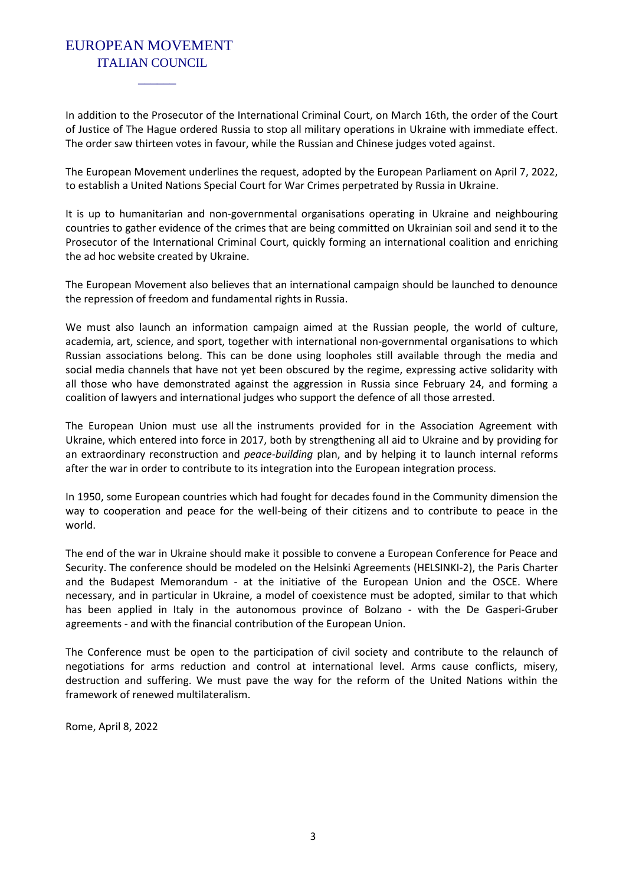In addition to the Prosecutor of the International Criminal Court, on March 16th, the order of the Court of Justice of The Hague ordered Russia to stop all military operations in Ukraine with immediate effect. The order saw thirteen votes in favour, while the Russian and Chinese judges voted against.

The European Movement underlines the request, adopted by the European Parliament on April 7, 2022, to establish a United Nations Special Court for War Crimes perpetrated by Russia in Ukraine.

It is up to humanitarian and non-governmental organisations operating in Ukraine and neighbouring countries to gather evidence of the crimes that are being committed on Ukrainian soil and send it to the Prosecutor of the International Criminal Court, quickly forming an international coalition and enriching the ad hoc website created by Ukraine.

The European Movement also believes that an international campaign should be launched to denounce the repression of freedom and fundamental rights in Russia.

We must also launch an information campaign aimed at the Russian people, the world of culture, academia, art, science, and sport, together with international non-governmental organisations to which Russian associations belong. This can be done using loopholes still available through the media and social media channels that have not yet been obscured by the regime, expressing active solidarity with all those who have demonstrated against the aggression in Russia since February 24, and forming a coalition of lawyers and international judges who support the defence of all those arrested.

The European Union must use all the instruments provided for in the Association Agreement with Ukraine, which entered into force in 2017, both by strengthening all aid to Ukraine and by providing for an extraordinary reconstruction and *peace-building* plan, and by helping it to launch internal reforms after the war in order to contribute to its integration into the European integration process.

In 1950, some European countries which had fought for decades found in the Community dimension the way to cooperation and peace for the well-being of their citizens and to contribute to peace in the world.

The end of the war in Ukraine should make it possible to convene a European Conference for Peace and Security. The conference should be modeled on the Helsinki Agreements (HELSINKI-2), the Paris Charter and the Budapest Memorandum - at the initiative of the European Union and the OSCE. Where necessary, and in particular in Ukraine, a model of coexistence must be adopted, similar to that which has been applied in Italy in the autonomous province of Bolzano - with the De Gasperi-Gruber agreements - and with the financial contribution of the European Union.

The Conference must be open to the participation of civil society and contribute to the relaunch of negotiations for arms reduction and control at international level. Arms cause conflicts, misery, destruction and suffering. We must pave the way for the reform of the United Nations within the framework of renewed multilateralism.

Rome, April 8, 2022